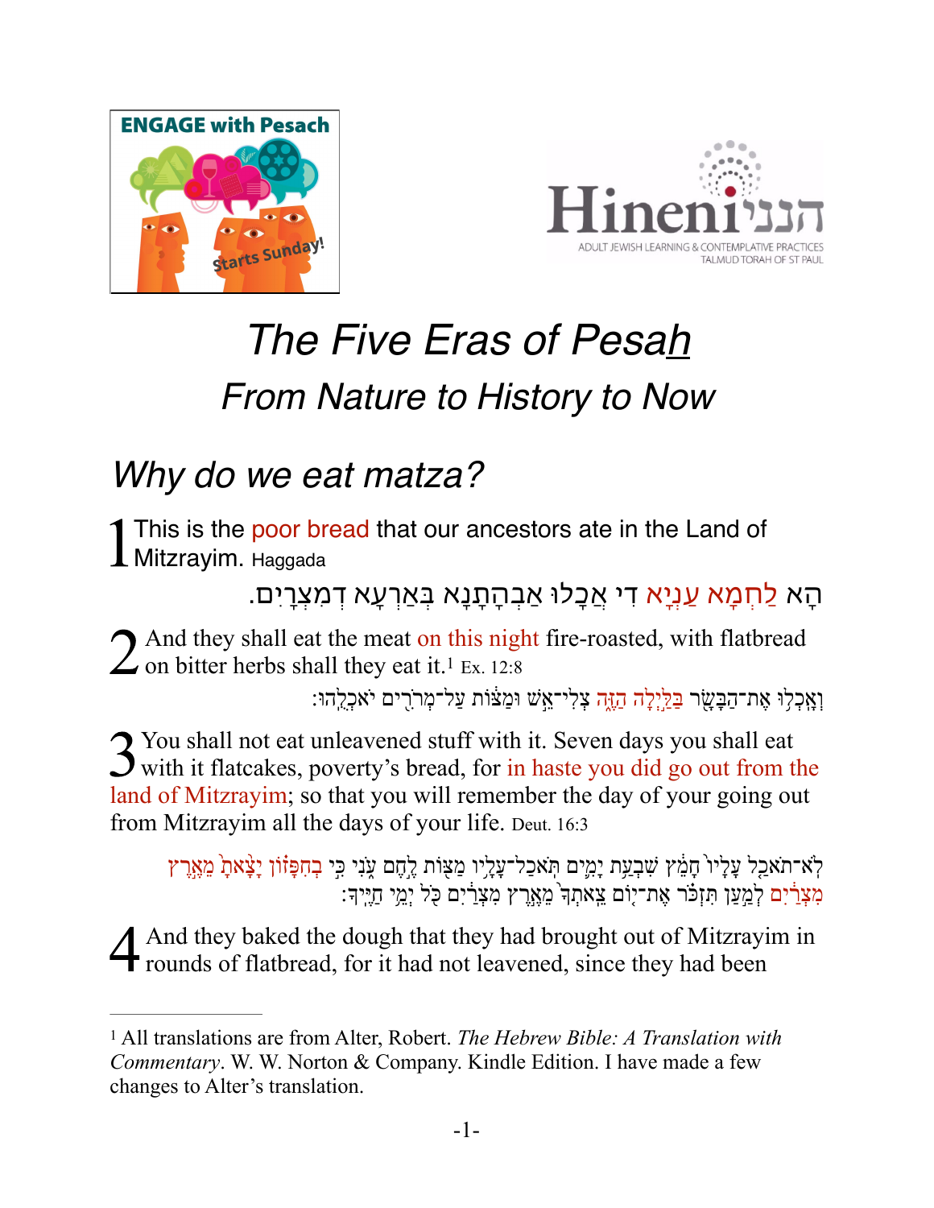ENGAGE with Pesach

Starts Sunday!

Hineni הנני

ADULT JEWISH LEARNING & CONTEMPLATIVE PRACTICES
TALMUD TORAH OF ST PAUL

# *The Five Eras of Pesah*

## *From Nature to History to Now*

## *Why do we eat matza?*

1 This is the poor bread that our ancestors ate in the Land of Mitzrayim. Haggada

הָא לַחְמָא עַנְיָא דִי אֲכָלוּ אַבְהָתָנָא בְּאַרְעָא דְמִצְרָיִם.

2 And they shall eat the meat on this night fire-roasted, with flatbread on bitter herbs shall they eat it.[1] Ex. 12:8

וְאָכְל֥וּ אֶת־הַבָּשָׂ֖ר בַּלַּ֣יְלָה הַזֶּ֑ה צְלִי־אֵ֣שׁ וּמַצּ֔וֹת עַל־מְרֹרִ֖ים יֹאכְלֻֽהוּ׃

3 You shall not eat unleavened stuff with it. Seven days you shall eat with it flatcakes, poverty's bread, for in haste you did go out from the land of Mitzrayim; so that you will remember the day of your going out from Mitzrayim all the days of your life. Deut. 16:3

לֹא־תֹאכַ֤ל עָלָיו֙ חָמֵ֔ץ שִׁבְעַ֥ת יָמִ֛ים תֹּאכַל־עָלָ֥יו מַצּ֖וֹת לֶ֣חֶם עֹ֑נִי כִּ֣י בְחִפָּז֗וֹן יָצָ֙אתָ֙ מֵאֶ֣רֶץ מִצְרַ֔יִם לְמַ֣עַן תִּזְכֹּ֗ר אֶת־י֤וֹם צֵֽאתְךָ֙ מֵאֶ֣רֶץ מִצְרַ֔יִם כֹּ֖ל יְמֵ֥י חַיֶּֽיךָ׃

4 And they baked the dough that they had brought out of Mitzrayim in rounds of flatbread, for it had not leavened, since they had been

[1] All translations are from Alter, Robert. *The Hebrew Bible: A Translation with Commentary*. W. W. Norton & Company. Kindle Edition. I have made a few changes to Alter's translation.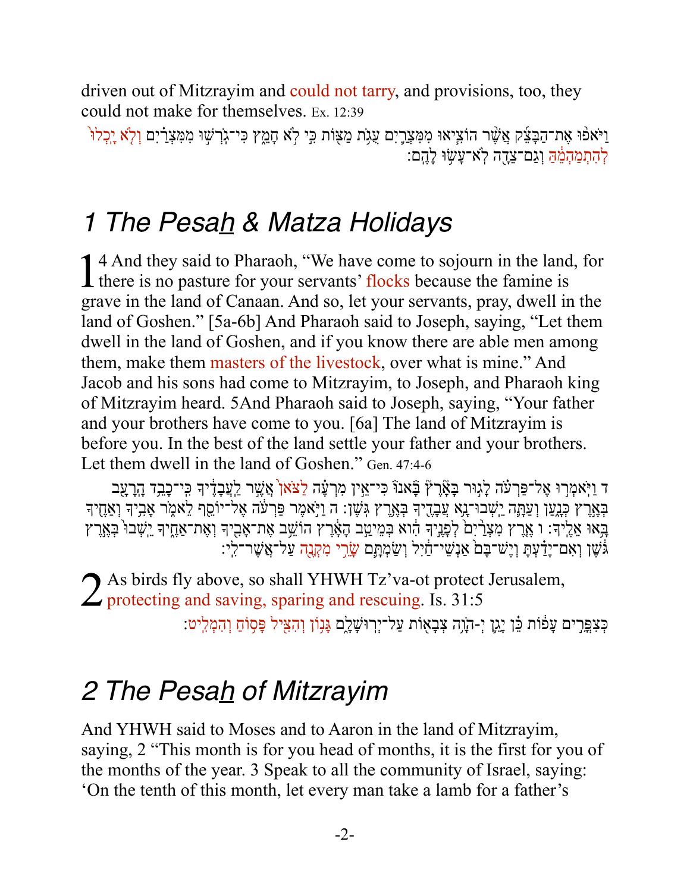driven out of Mitzrayim and could not tarry, and provisions, too, they could not make for themselves. Ex. 12:39

וַיֹּאפוּ אֶת־הַבָּצֵק אֲשֶׁר הוֹצִיאוּ מִמִּצְרַיִם עֻגֹת מַצּוֹת כִּי לֹא חָמֵץ כִּי־גֹרְשׁוּ מִמִּצְרַיִם וְלֹא יָכְלוּ לְהִתְמַהְמֵהַּ וְגַם־צֵדָה לֹא־עָשׂוּ לָהֶם׃

# 1 The Pesa<u>h</u> & Matza Holidays

14 And they said to Pharaoh, “We have come to sojourn in the land, for there is no pasture for your servants’ flocks because the famine is grave in the land of Canaan. And so, let your servants, pray, dwell in the land of Goshen.” [5a-6b] And Pharaoh said to Joseph, saying, “Let them dwell in the land of Goshen, and if you know there are able men among them, make them masters of the livestock, over what is mine.” And Jacob and his sons had come to Mitzrayim, to Joseph, and Pharaoh king of Mitzrayim heard. 5And Pharaoh said to Joseph, saying, “Your father and your brothers have come to you. [6a] The land of Mitzrayim is before you. In the best of the land settle your father and your brothers. Let them dwell in the land of Goshen.” Gen. 47:4-6

ד וַיֹּאמְרוּ אֶל־פַּרְעֹה לָגוּר בָּאָרֶץ בָּאנוּ כִּי־אֵין מִרְעֶה לַצֹּאן אֲשֶׁר לַעֲבָדֶיךָ כִּי־כָבֵד הָרָעָב בְּאֶרֶץ כְּנָעַן וְעַתָּה יֵשְׁבוּ־נָא עֲבָדֶיךָ בְּאֶרֶץ גֹּשֶׁן׃ ה וַיֹּאמֶר פַּרְעֹה אֶל־יוֹסֵף לֵאמֹר אָבִיךָ וְאַחֶיךָ בָּאוּ אֵלֶיךָ׃ ו אֶרֶץ מִצְרַיִם לְפָנֶיךָ הִוא בְּמֵיטַב הָאָרֶץ הוֹשֵׁב אֶת־אָבִיךָ וְאֶת־אַחֶיךָ יֵשְׁבוּ בְּאֶרֶץ גֹּשֶׁן וְאִם־יָדַעְתָּ וְיֶשׁ־בָּם אַנְשֵׁי־חַיִל וְשַׂמְתָּם שָׂרֵי מִקְנֶה עַל־אֲשֶׁר־לִי׃

2 As birds fly above, so shall YHWH Tz’va-ot protect Jerusalem, protecting and saving, sparing and rescuing. Is. 31:5

כְּצִפֳּרִים עָפוֹת כֵּן יָגֵן יְ־הֹוָה צְבָאוֹת עַל־יְרוּשָׁלָ͏ִם גָּנוֹן וְהִצִּיל פָּסֹחַ וְהִמְלִיט׃

# 2 The Pesa<u>h</u> of Mitzrayim

And YHWH said to Moses and to Aaron in the land of Mitzrayim, saying, 2 “This month is for you head of months, it is the first for you of the months of the year. 3 Speak to all the community of Israel, saying: ‘On the tenth of this month, let every man take a lamb for a father’s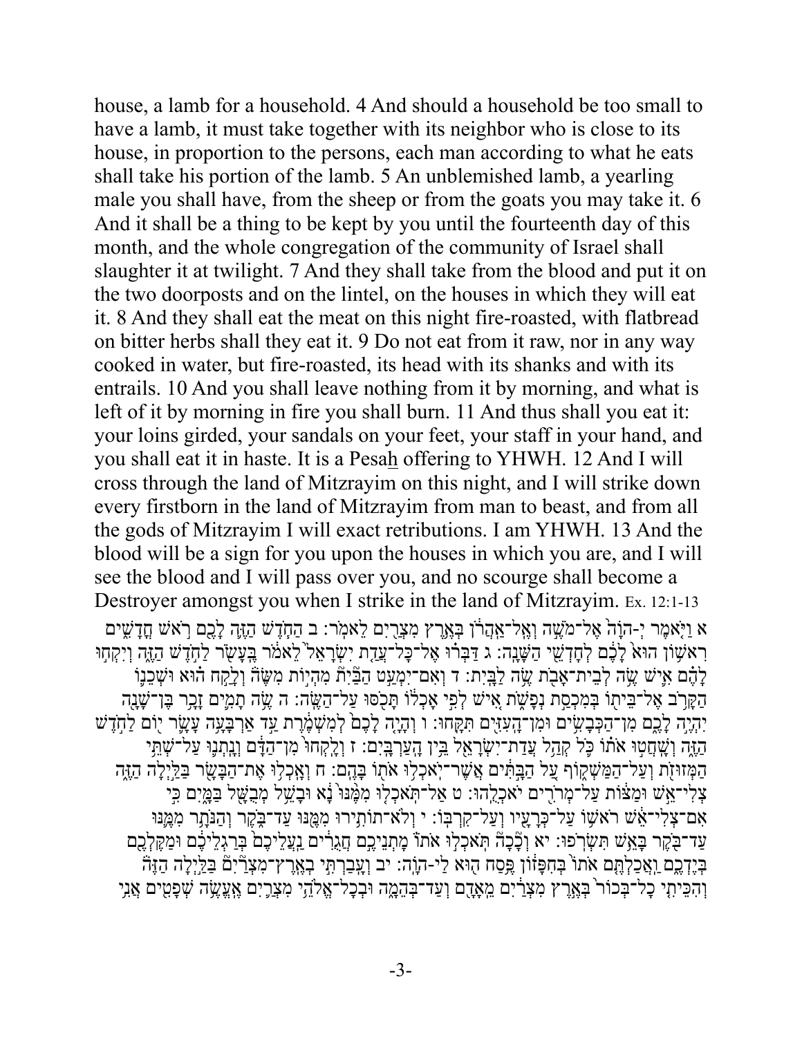house, a lamb for a household. 4 And should a household be too small to have a lamb, it must take together with its neighbor who is close to its house, in proportion to the persons, each man according to what he eats shall take his portion of the lamb. 5 An unblemished lamb, a yearling male you shall have, from the sheep or from the goats you may take it. 6 And it shall be a thing to be kept by you until the fourteenth day of this month, and the whole congregation of the community of Israel shall slaughter it at twilight. 7 And they shall take from the blood and put it on the two doorposts and on the lintel, on the houses in which they will eat it. 8 And they shall eat the meat on this night fire-roasted, with flatbread on bitter herbs shall they eat it. 9 Do not eat from it raw, nor in any way cooked in water, but fire-roasted, its head with its shanks and with its entrails. 10 And you shall leave nothing from it by morning, and what is left of it by morning in fire you shall burn. 11 And thus shall you eat it: your loins girded, your sandals on your feet, your staff in your hand, and you shall eat it in haste. It is a Pesa<u>h</u> offering to YHWH. 12 And I will cross through the land of Mitzrayim on this night, and I will strike down every firstborn in the land of Mitzrayim from man to beast, and from all the gods of Mitzrayim I will exact retributions. I am YHWH. 13 And the blood will be a sign for you upon the houses in which you are, and I will see the blood and I will pass over you, and no scourge shall become a Destroyer amongst you when I strike in the land of Mitzrayim. Ex. 12:1-13

א וַיֹּאמֶר יְ-הוָה אֶל־מֹשֶׁה וְאֶל־אַהֲרֹן בְּאֶרֶץ מִצְרַיִם לֵאמֹר׃ ב הַחֹדֶשׁ הַזֶּה לָכֶם רֹאשׁ חֳדָשִׁים רִאשׁוֹן הוּא לָכֶם לְחָדְשֵׁי הַשָּׁנָה׃ ג דַּבְּרוּ אֶל־כָּל־עֲדַת יִשְׂרָאֵל לֵאמֹר בֶּעָשֹׂר לַחֹדֶשׁ הַזֶּה וְיִקְחוּ לָהֶם אִישׁ שֶׂה לְבֵית־אָבֹת שֶׂה לַבָּיִת׃ ד וְאִם־יִמְעַט הַבַּיִת מִהְיֹת מִשֶּׂה וְלָקַח הוּא וּשְׁכֵנוֹ הַקָּרֹב אֶל־בֵּיתוֹ בְּמִכְסַת נְפָשֹׁת אִישׁ לְפִי אָכְלוֹ תָּכֹסּוּ עַל־הַשֶּׂה׃ ה שֶׂה תָמִים זָכָר בֶּן־שָׁנָה יִהְיֶה לָכֶם מִן־הַכְּבָשִׂים וּמִן־הָעִזִּים תִּקָּחוּ׃ ו וְהָיָה לָכֶם לְמִשְׁמֶרֶת עַד אַרְבָּעָה עָשָׂר יוֹם לַחֹדֶשׁ הַזֶּה וְשָׁחֲטוּ אֹתוֹ כֹּל קְהַל עֲדַת־יִשְׂרָאֵל בֵּין הָעַרְבָּיִם׃ ז וְלָקְחוּ מִן־הַדָּם וְנָתְנוּ עַל־שְׁתֵּי הַמְּזוּזֹת וְעַל־הַמַּשְׁקוֹף עַל הַבָּתִּים אֲשֶׁר־יֹאכְלוּ אֹתוֹ בָּהֶם׃ ח וְאָכְלוּ אֶת־הַבָּשָׂר בַּלַּיְלָה הַזֶּה צְלִי־אֵשׁ וּמַצּוֹת עַל־מְרֹרִים יֹאכְלֻהוּ׃ ט אַל־תֹּאכְלוּ מִמֶּנּוּ נָא וּבָשֵׁל מְבֻשָּׁל בַּמָּיִם כִּי אִם־צְלִי־אֵשׁ רֹאשׁוֹ עַל־כְּרָעָיו וְעַל־קִרְבּוֹ׃ י וְלֹא־תוֹתִירוּ מִמֶּנּוּ עַד־בֹּקֶר וְהַנֹּתָר מִמֶּנּוּ עַד־בֹּקֶר בָּאֵשׁ תִּשְׂרֹפוּ׃ יא וְכָכָה תֹּאכְלוּ אֹתוֹ מָתְנֵיכֶם חֲגֻרִים נַעֲלֵיכֶם בְּרַגְלֵיכֶם וּמַקֶּלְכֶם בְּיֶדְכֶם וַאֲכַלְתֶּם אֹתוֹ בְּחִפָּזוֹן פֶּסַח הוּא לַי-הוָה׃ יב וְעָבַרְתִּי בְאֶרֶץ־מִצְרַיִם בַּלַּיְלָה הַזֶּה וְהִכֵּיתִי כָל־בְּכוֹר בְּאֶרֶץ מִצְרַיִם מֵאָדָם וְעַד־בְּהֵמָה וּבְכָל־אֱלֹהֵי מִצְרַיִם אֶעֱשֶׂה שְׁפָטִים אֲנִי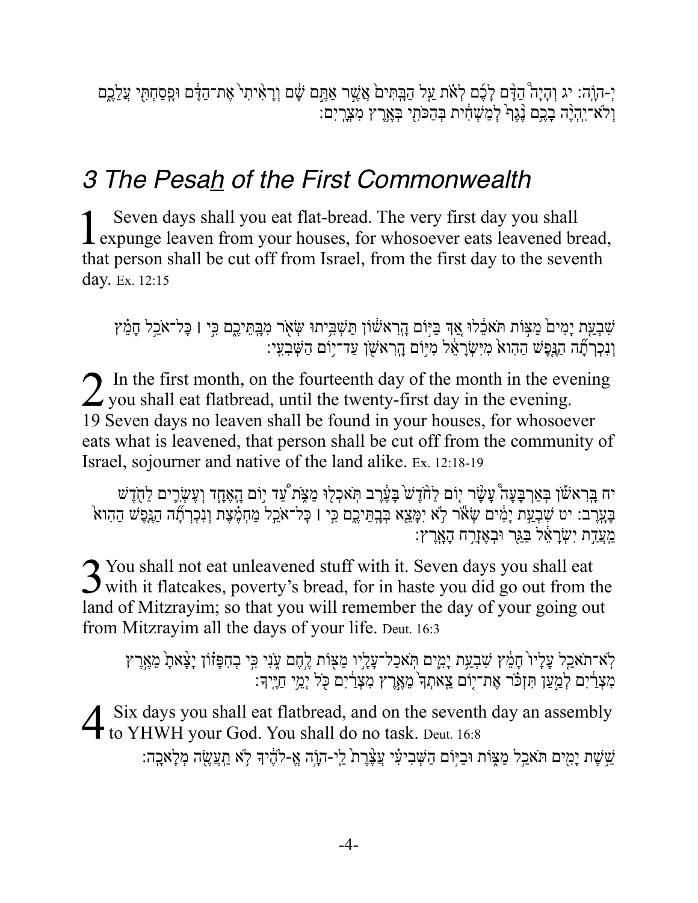יְ-הוָֹה: יג וְהָיָה֩ הַדָּ֨ם לָכֶ֜ם לְאֹ֗ת עַ֤ל הַבָּתִּים֙ אֲשֶׁ֣ר אַתֶּ֣ם שָׁ֔ם וְרָאִ֨יתִי֙ אֶת־הַדָּ֔ם וּפָסַחְתִּ֖י עֲלֵכֶ֑ם וְלֹא־יִהְיֶ֨ה בָכֶ֥ם נֶ֨גֶף֙ לְמַשְׁחִ֔ית בְּהַכֹּתִ֖י בְּאֶ֥רֶץ מִצְרָֽיִם:

# *3 The Pesah of the First Commonwealth*

1 Seven days shall you eat flat-bread. The very first day you shall expunge leaven from your houses, for whosoever eats leavened bread, that person shall be cut off from Israel, from the first day to the seventh day. Ex. 12:15

שִׁבְעַ֤ת יָמִים֙ מַצּ֣וֹת תֹּאכֵ֔לוּ אַ֚ךְ בַּיּ֣וֹם הָרִאשׁ֔וֹן תַּשְׁבִּ֥יתוּ שְּׂאֹ֖ר מִבָּתֵּיכֶ֑ם כִּ֣י | כָּל־אֹכֵ֣ל חָמֵ֗ץ וְנִכְרְתָ֞ה הַנֶּ֤פֶשׁ הַהִוא֙ מִיִּשְׂרָאֵ֔ל מִיּ֥וֹם הָרִאשֹׁ֖ן עַד־י֥וֹם הַשְּׁבִעִֽי:

2 In the first month, on the fourteenth day of the month in the evening you shall eat flatbread, until the twenty-first day in the evening. 19 Seven days no leaven shall be found in your houses, for whosoever eats what is leavened, that person shall be cut off from the community of Israel, sojourner and native of the land alike. Ex. 12:18-19

יח בָּרִאשֹׁ֡ן בְּאַרְבָּעָה֩ עָשָׂ֨ר י֤וֹם לַחֹ֨דֶשׁ֙ בָּעֶ֔רֶב תֹּאכְל֖וּ מַצֹּ֑ת עַ֠ד י֣וֹם הָאֶחָ֧ד וְעֶשְׂרִ֛ים לַחֹ֖דֶשׁ בָּעָֽרֶב: יט שִׁבְעַ֣ת יָמִ֔ים שְׂאֹ֕ר לֹ֥א יִמָּצֵ֖א בְּבָתֵּיכֶ֑ם כִּ֣י | כָּל־אֹכֵ֣ל מַחְמֶ֗צֶת וְנִכְרְתָ֞ה הַנֶּ֤פֶשׁ הַהִוא֙ מֵעֲדַ֣ת יִשְׂרָאֵ֔ל בַּגֵּ֖ר וּבְאֶזְרַ֥ח הָאָֽרֶץ:

3 You shall not eat unleavened stuff with it. Seven days you shall eat with it flatcakes, poverty's bread, for in haste you did go out from the land of Mitzrayim; so that you will remember the day of your going out from Mitzrayim all the days of your life. Deut. 16:3

לֹא־תֹאכַ֤ל עָלָיו֙ חָמֵ֔ץ שִׁבְעַ֥ת יָמִ֛ים תֹּֽאכַל־עָלָ֥יו מַצּ֖וֹת לֶ֣חֶם עֹ֑נִי כִּ֣י בְחִפָּז֗וֹן יָצָ֨אתָ֙ מֵאֶ֣רֶץ מִצְרַ֔יִם לְמַ֣עַן תִּזְכֹּ֗ר אֶת־י֤וֹם צֵֽאתְךָ֙ מֵאֶ֣רֶץ מִצְרַ֔יִם כֹּ֖ל יְמֵ֥י חַיֶּֽיךָ:

4 Six days you shall eat flatbread, and on the seventh day an assembly to YHWH your God. You shall do no task. Deut. 16:8

שֵׁ֥שֶׁת יָמִ֖ים תֹּאכַ֣ל מַצּ֑וֹת וּבַיּ֣וֹם הַשְּׁבִיעִ֗י עֲצֶ֨רֶת֙ לַי-הוָ֣ה אֱ-לֹהֶ֔יךָ לֹ֥א תַעֲשֶׂ֖ה מְלָאכָֽה: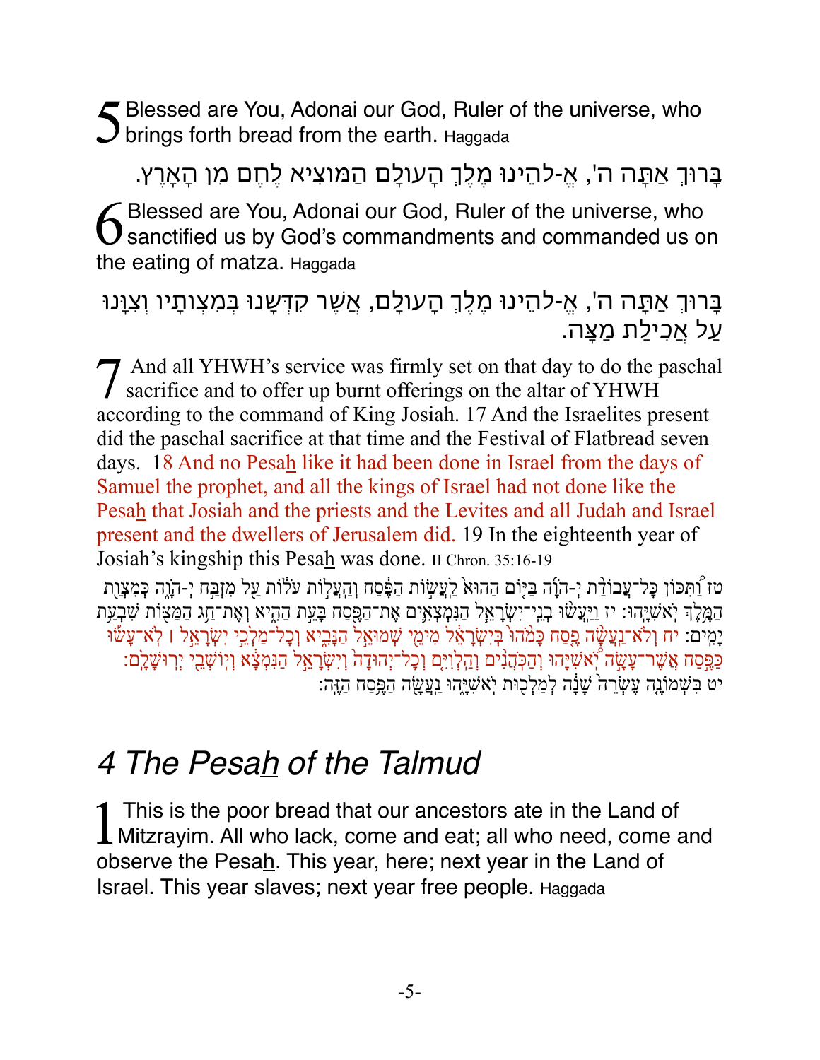5 Blessed are You, Adonai our God, Ruler of the universe, who brings forth bread from the earth. Haggada

בָּרוּךְ אַתָּה ה', אֱ-לֹהֵינוּ מֶלֶךְ הָעוֹלָם הַמּוֹצִיא לֶחֶם מִן הָאָרֶץ.

6 Blessed are You, Adonai our God, Ruler of the universe, who sanctified us by God's commandments and commanded us on the eating of matza. Haggada

בָּרוּךְ אַתָּה ה', אֱ-לֹהֵינוּ מֶלֶךְ הָעוֹלָם, אֲשֶׁר קִדְּשָׁנוּ בְּמִצְוֹתָיו וְצִוָּנוּ עַל אֲכִילַת מַצָּה.

7 And all YHWH's service was firmly set on that day to do the paschal sacrifice and to offer up burnt offerings on the altar of YHWH according to the command of King Josiah. 17 And the Israelites present did the paschal sacrifice at that time and the Festival of Flatbread seven days. 18 And no Pesah̲ like it had been done in Israel from the days of Samuel the prophet, and all the kings of Israel had not done like the Pesah̲ that Josiah and the priests and the Levites and all Judah and Israel present and the dwellers of Jerusalem did. 19 In the eighteenth year of Josiah's kingship this Pesah̲ was done. II Chron. 35:16-19

טז וַתִּכּוֹן כָּל־עֲבוֹדַת יְ-הוָה בַּיּוֹם הַהוּא לַעֲשׂוֹת הַפֶּסַח וְהַעֲלוֹת עֹלוֹת עַל מִזְבַּח יְ-הוָה כְּמִצְוַת הַמֶּלֶךְ יֹאשִׁיָּהוּ: יז וַיַּעֲשׂוּ בְנֵי־יִשְׂרָאֵל הַנִּמְצְאִים אֶת־הַפֶּסַח בָּעֵת הַהִיא וְאֶת־חַג הַמַּצּוֹת שִׁבְעַת יָמִים: יח וְלֹא־נַעֲשָׂה פֶסַח כָּמֹהוּ בְּיִשְׂרָאֵל מִימֵי שְׁמוּאֵל הַנָּבִיא וְכָל־מַלְכֵי יִשְׂרָאֵל | לֹא־עָשׂוּ כַּפֶּסַח אֲשֶׁר־עָשָׂה יֹאשִׁיָּהוּ וְהַכֹּהֲנִים וְהַלְוִיִּם וְכָל־יְהוּדָה וְיִשְׂרָאֵל הַנִּמְצָא וְיוֹשְׁבֵי יְרוּשָׁלִָם: יט בִּשְׁמוֹנֶה עֶשְׂרֵה שָׁנָה לְמַלְכוּת יֹאשִׁיָּהוּ נַעֲשָׂה הַפֶּסַח הַזֶּה:

## *4 The Pesah̲ of the Talmud*

1 This is the poor bread that our ancestors ate in the Land of Mitzrayim. All who lack, come and eat; all who need, come and observe the Pesah̲. This year, here; next year in the Land of Israel. This year slaves; next year free people. Haggada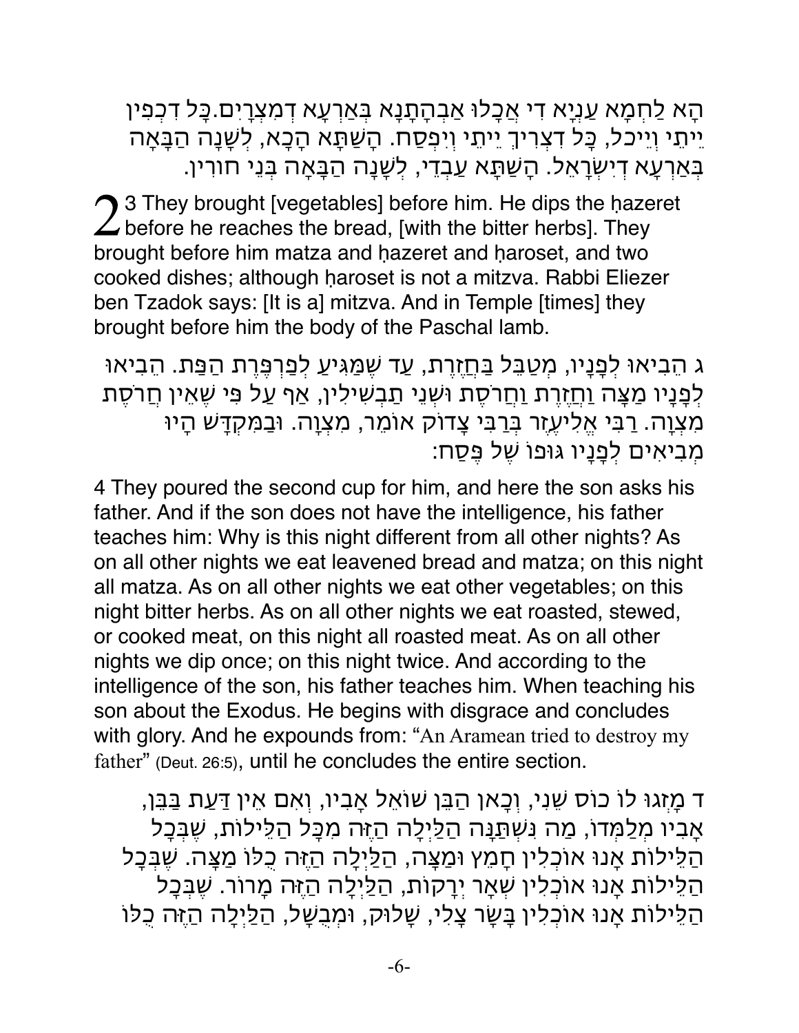הָא לַחְמָא עַנְיָא דִי אֲכָלוּ אַבְהָתָנָא בְּאַרְעָא דְמִצְרָיִם.כָּל דִכְפִין יֵיתֵי וְיֵיכוֹל, כָּל דִצְרִיךְ יֵיתֵי וְיִפְסַח. הָשַׁתָּא הָכָא, לְשָׁנָה הַבָּאָה בְּאַרְעָא דְיִשְׂרָאֵל. הָשַׁתָּא עַבְדֵי, לְשָׁנָה הַבָּאָה בְּנֵי חוֹרִין.

# 2

3 They brought [vegetables] before him. He dips the ḥazeret before he reaches the bread, [with the bitter herbs]. They brought before him matza and ḥazeret and ḥaroset, and two cooked dishes; although ḥaroset is not a mitzva. Rabbi Eliezer ben Tzadok says: [It is a] mitzva. And in Temple [times] they brought before him the body of the Paschal lamb.

ג הֵבִיאוּ לְפָנָיו, מְטַבֵּל בַּחֲזֶרֶת, עַד שֶׁמַּגִּיעַ לְפַרְפֶּרֶת הַפַּת. הֵבִיאוּ לְפָנָיו מַצָּה וַחֲזֶרֶת וַחֲרֹסֶת וּשְׁנֵי תַבְשִׁילִין, אַף עַל פִּי שֶׁאֵין חֲרֹסֶת מִצְוָה. רַבִּי אֱלִיעֶזֶר בְּרַבִּי צָדוֹק אוֹמֵר, מִצְוָה. וּבַמִּקְדָּשׁ הָיוּ מְבִיאִים לְפָנָיו גּוּפוֹ שֶׁל פֶּסַח:

4 They poured the second cup for him, and here the son asks his father. And if the son does not have the intelligence, his father teaches him: Why is this night different from all other nights? As on all other nights we eat leavened bread and matza; on this night all matza. As on all other nights we eat other vegetables; on this night bitter herbs. As on all other nights we eat roasted, stewed, or cooked meat, on this night all roasted meat. As on all other nights we dip once; on this night twice. And according to the intelligence of the son, his father teaches him. When teaching his son about the Exodus. He begins with disgrace and concludes with glory. And he expounds from: "An Aramean tried to destroy my father" (Deut. 26:5), until he concludes the entire section.

ד מָזְגוּ לוֹ כוֹס שֵׁנִי, וְכָאן הַבֵּן שׁוֹאֵל אָבִיו, וְאִם אֵין דַּעַת בַּבֵּן, אָבִיו מְלַמְּדוֹ, מַה נִּשְׁתַּנָּה הַלַּיְלָה הַזֶּה מִכָּל הַלֵּילוֹת, שֶׁבְּכָל הַלֵּילוֹת אָנוּ אוֹכְלִין חָמֵץ וּמַצָּה, הַלַּיְלָה הַזֶּה כֻלּוֹ מַצָּה. שֶׁבְּכָל הַלֵּילוֹת אָנוּ אוֹכְלִין שְׁאָר יְרָקוֹת, הַלַּיְלָה הַזֶּה מָרוֹר. שֶׁבְּכָל הַלֵּילוֹת אָנוּ אוֹכְלִין בָּשָׂר צָלִי, שָׁלוּק, וּמְבֻשָּׁל, הַלַּיְלָה הַזֶּה כֻלּוֹ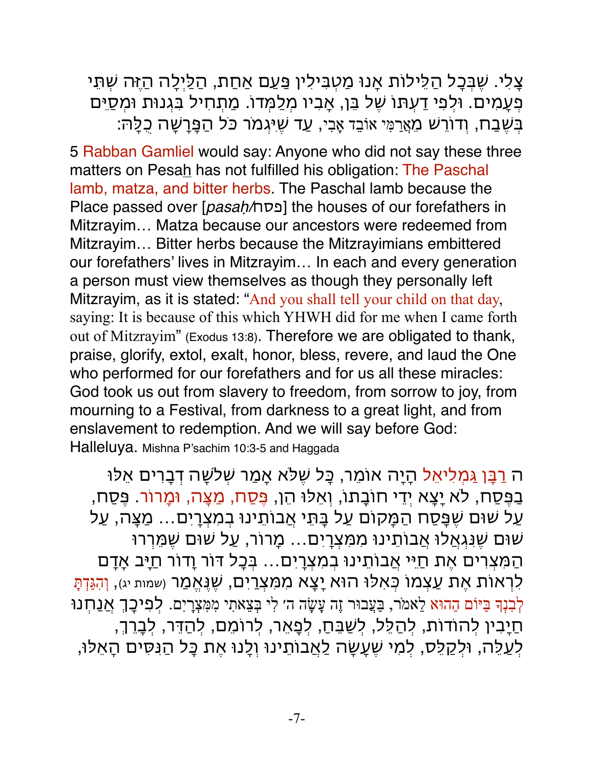צָלִי. שֶׁבְּכָל הַלֵּילוֹת אָנוּ מַטְבִּילִין פַּעַם אַחַת, הַלַּיְלָה הַזֶּה שְׁתֵּי פְעָמִים. וּלְפִי דַעְתּוֹ שֶׁל בֵּן, אָבִיו מְלַמְּדוֹ. מַתְחִיל בִּגְנוּת וּמְסַיֵּם בְּשֶׁבַח, וְדוֹרֵשׁ מֵאֲרַמִּי אוֹבֵד אָבִי, עַד שֶׁיִּגְמֹר כֹּל הַפָּרָשָׁה כֻּלָּהּ:

5 Rabban Gamliel would say: Anyone who did not say these three matters on Pesah has not fulfilled his obligation: The Paschal lamb, matza, and bitter herbs. The Paschal lamb because the Place passed over [*pasaḥ*/פסח] the houses of our forefathers in Mitzrayim… Matza because our ancestors were redeemed from Mitzrayim… Bitter herbs because the Mitzrayimians embittered our forefathers' lives in Mitzrayim… In each and every generation a person must view themselves as though they personally left Mitzrayim, as it is stated: "And you shall tell your child on that day, saying: It is because of this which YHWH did for me when I came forth out of Mitzrayim" (Exodus 13:8). Therefore we are obligated to thank, praise, glorify, extol, exalt, honor, bless, revere, and laud the One who performed for our forefathers and for us all these miracles: God took us out from slavery to freedom, from sorrow to joy, from mourning to a Festival, from darkness to a great light, and from enslavement to redemption. And we will say before God: Halleluya. Mishna P'sachim 10:3-5 and Haggada

ה רַבָּן גַּמְלִיאֵל הָיָה אוֹמֵר, כָּל שֶׁלֹּא אָמַר שְׁלֹשָׁה דְבָרִים אֵלּוּ בַפֶּסַח, לֹא יָצָא יְדֵי חוֹבָתוֹ, וְאֵלּוּ הֵן, פֶּסַח, מַצָּה, וּמָרוֹר. פֶּסַח, עַל שׁוּם שֶׁפָּסַח הַמָּקוֹם עַל בָּתֵּי אֲבוֹתֵינוּ בְמִצְרָיִם... מַצָּה, עַל שׁוּם שֶׁנִּגְאֲלוּ אֲבוֹתֵינוּ מִמִּצְרָיִם... מָרוֹר, עַל שׁוּם שֶׁמֵּרְרוּ הַמִּצְרִים אֶת חַיֵּי אֲבוֹתֵינוּ בְמִצְרָיִם... בְּכָל דּוֹר וָדוֹר חַיָּב אָדָם לִרְאוֹת אֶת עַצְמוֹ כְּאִלּוּ הוּא יָצָא מִמִּצְרַיִם, שֶׁנֶּאֱמַר (שמות יג), וְהִגַּדְתָּ לְבִנְךָ בַּיּוֹם הַהוּא לֵאמֹר, בַּעֲבוּר זֶה עָשָׂה ה' לִי בְּצֵאתִי מִמִּצְרָיִם. לְפִיכָךְ אֲנַחְנוּ חַיָּבִין לְהוֹדוֹת, לְהַלֵּל, לְשַׁבֵּחַ, לְפָאֵר, לְרוֹמֵם, לְהַדֵּר, לְבָרֵךְ, לְעַלֵּה, וּלְקַלֵּס, לְמִי שֶׁעָשָׂה לַאֲבוֹתֵינוּ וְלָנוּ אֶת כָּל הַנִּסִּים הָאֵלּוּ,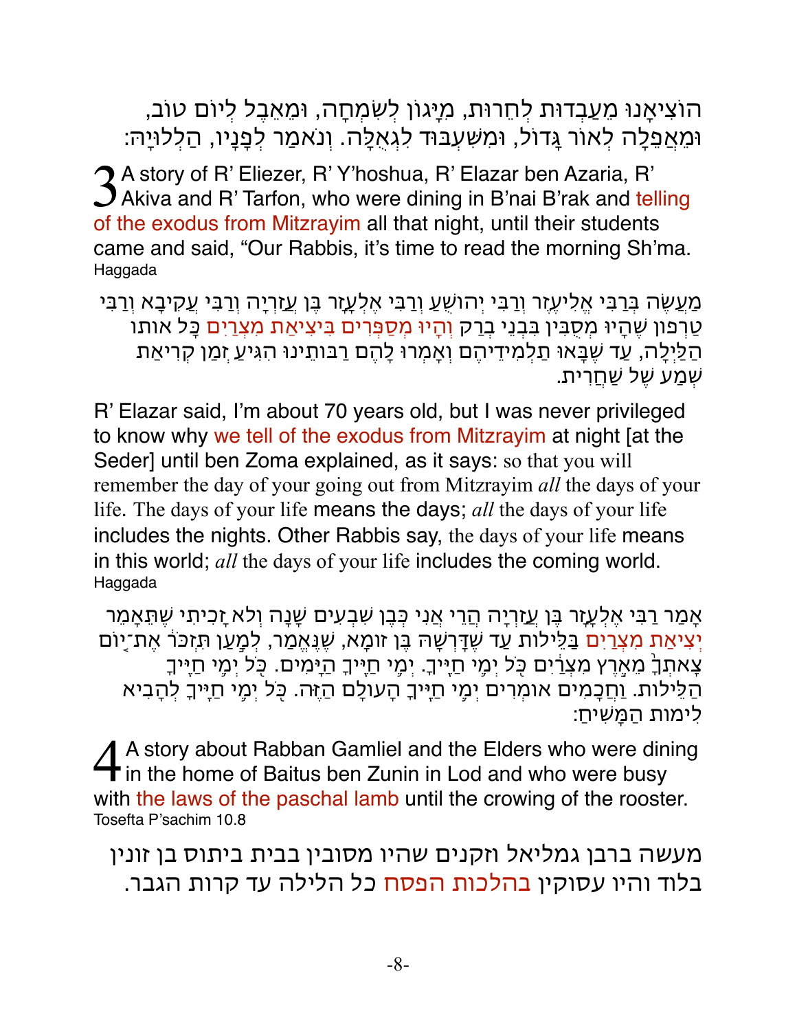הוֹצִיאָנוּ מֵעַבְדוּת לְחֵרוּת, מִיָּגוֹן לְשִׂמְחָה, וּמֵאֵבֶל לְיוֹם טוֹב, וּמֵאֲפֵלָה לְאוֹר גָּדוֹל, וּמִשִּׁעְבּוּד לִגְאֻלָּה. וְנֹאמַר לְפָנָיו, הַלְלוּיָהּ:

**3** A story of R' Eliezer, R' Y'hoshua, R' Elazar ben Azaria, R' Akiva and R' Tarfon, who were dining in B'nai B'rak and telling of the exodus from Mitzrayim all that night, until their students came and said, "Our Rabbis, it's time to read the morning Sh'ma.
Haggada

מַעֲשֶׂה בְּרַבִּי אֱלִיעֶזֶר וְרַבִּי יְהוֹשֻׁעַ וְרַבִּי אֶלְעָזָר בֶּן עֲזַרְיָה וְרַבִּי עֲקִיבָא וְרַבִּי טַרְפוֹן שֶׁהָיוּ מְסֻבִּין בִּבְנֵי בְרַק וְהָיוּ מְסַפְּרִים בִּיצִיאַת מִצְרַיִם כָּל אותו הַלַּיְלָה, עַד שֶׁבָּאוּ תַלְמִידֵיהֶם וְאָמְרוּ לָהֶם רַבּוֹתֵינוּ הִגִּיעַ זְמַן קְרִיאַת שְׁמַע שֶׁל שַׁחֲרִית.

R' Elazar said, I'm about 70 years old, but I was never privileged to know why we tell of the exodus from Mitzrayim at night [at the Seder] until ben Zoma explained, as it says: so that you will remember the day of your going out from Mitzrayim *all* the days of your life. The days of your life means the days; *all* the days of your life includes the nights. Other Rabbis say, the days of your life means in this world; *all* the days of your life includes the coming world.
Haggada

אָמַר רַבִּי אֶלְעָזָר בֶּן עֲזַרְיָה הֲרֵי אֲנִי כְּבֶן שִׁבְעִים שָׁנָה וְלֹא זָכִיתִי שֶׁתֵּאָמֵר יְצִיאַת מִצְרַיִם בַּלֵּילוֹת עַד שֶׁדְּרָשָׁהּ בֶּן זוֹמָא, שֶׁנֶּאֱמַר, לְמַעַן תִּזְכֹּר אֶת־יוֹם צֵאתְךָ מֵאֶרֶץ מִצְרַיִם כֹּל יְמֵי חַיֶּיךָ. יְמֵי חַיֶּיךָ הַיָּמִים. כֹּל יְמֵי חַיֶּיךָ הַלֵּילוֹת. וַחֲכָמִים אוֹמְרִים יְמֵי חַיֶּיךָ הָעוֹלָם הַזֶּה. כֹּל יְמֵי חַיֶּיךָ לְהָבִיא לִימוֹת הַמָּשִׁיחַ:

**4** A story about Rabban Gamliel and the Elders who were dining in the home of Baitus ben Zunin in Lod and who were busy with the laws of the paschal lamb until the crowing of the rooster.
Tosefta P'sachim 10.8

מעשה ברבן גמליאל וזקנים שהיו מסובין בבית ביתוס בן זונין בלוד והיו עסוקין בהלכות הפסח כל הלילה עד קרות הגבר.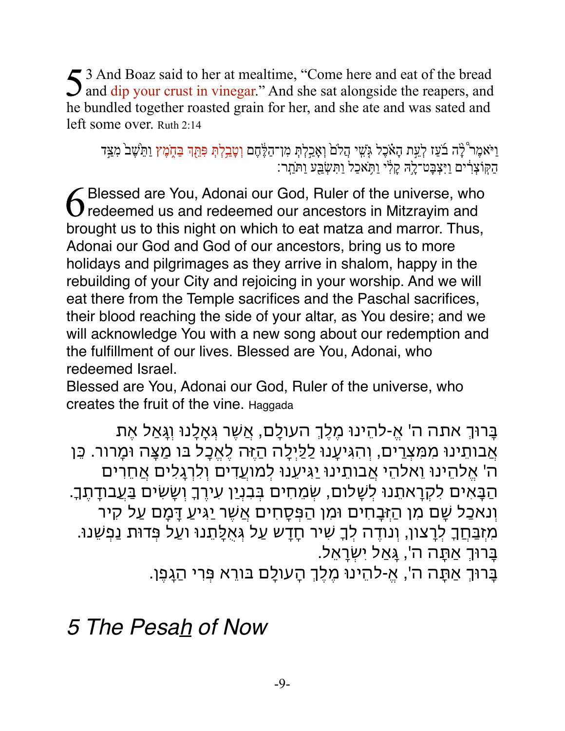5 3 And Boaz said to her at mealtime, "Come here and eat of the bread and dip your crust in vinegar." And she sat alongside the reapers, and he bundled together roasted grain for her, and she ate and was sated and left some over. Ruth 2:14

וַיֹּאמֶר֩ לָ֨ה בֹ֜עַז לְעֵ֣ת הָאֹ֗כֶל גֹּ֤שִֽׁי הֲלֹם֙ וְאָכַ֣לְתְּ מִן־הַלֶּ֔חֶם וְטָבַ֥לְתְּ פִּתֵּ֖ךְ בַּחֹ֑מֶץ וַתֵּ֙שֶׁב֙ מִצַּ֣ד הַקֹּֽצְרִ֔ים וַיִּצְבָּט־לָ֣הּ קָלִ֔י וַתֹּ֥אכַל וַתִּשְׂבַּ֖ע וַתֹּתַֽר׃

6 Blessed are You, Adonai our God, Ruler of the universe, who redeemed us and redeemed our ancestors in Mitzrayim and brought us to this night on which to eat matza and marror. Thus, Adonai our God and God of our ancestors, bring us to more holidays and pilgrimages as they arrive in shalom, happy in the rebuilding of your City and rejoicing in your worship. And we will eat there from the Temple sacrifices and the Paschal sacrifices, their blood reaching the side of your altar, as You desire; and we will acknowledge You with a new song about our redemption and the fulfillment of our lives. Blessed are You, Adonai, who redeemed Israel.
Blessed are You, Adonai our God, Ruler of the universe, who creates the fruit of the vine. Haggada

בָּרוּךְ אתה ה' אֱ-להֵינוּ מֶלֶךְ העולָם, אֲשֶׁר גְּאָלָנוּ וְגָאַל אֶת אֲבותֵינוּ מִמִּצְרַיִם, וְהִגִּיעָנוּ לַלַּיְלָה הַזֶּה לֶאֱכָל בּו מַצָּה וּמָרור. כֵּן ה' אֱלהֵינוּ ואלהֵי אֲבותֵינוּ יַגִּיעֵנוּ לְמועֲדִים וְלִרְגָלִים אֲחֵרִים הַבָּאִים לִקְרָאתֵנוּ לְשָׁלום, שְׂמֵחִים בְּבִנְיַן עִירֶךָ וְשָׂשִׂים בַּעֲבודָתֶךָ. וְנאכַל שָׁם מִן הַזְּבָחִים וּמִן הַפְּסָחִים אֲשֶׁר יַגִּיעַ דָּמָם עַל קִיר מִזְבַּחֲךָ לְרָצון, וְנודֶה לְךָ שִׁיר חָדָשׁ עַל גְּאֻלָּתֵנוּ ועַל פְּדוּת נַפְשֵׁנוּ. בָּרוּךְ אַתָּה ה', גָּאַל יִשְׂרָאֵל.
בָּרוּךְ אַתָּה ה', אֱ-להֵינוּ מֶלֶךְ הָעולָם בּורֵא פְּרִי הַגָּפֶן.

# *5 The Pesah of Now*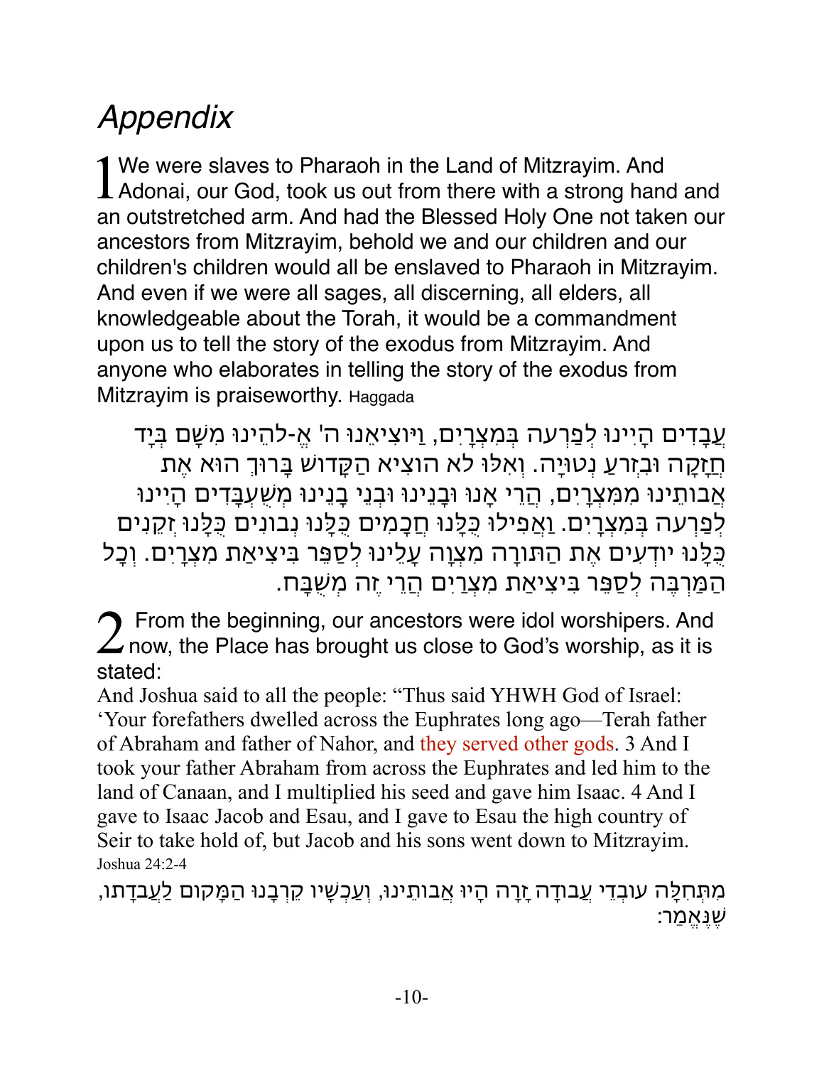# *Appendix*

1 We were slaves to Pharaoh in the Land of Mitzrayim. And Adonai, our God, took us out from there with a strong hand and an outstretched arm. And had the Blessed Holy One not taken our ancestors from Mitzrayim, behold we and our children and our children's children would all be enslaved to Pharaoh in Mitzrayim. And even if we were all sages, all discerning, all elders, all knowledgeable about the Torah, it would be a commandment upon us to tell the story of the exodus from Mitzrayim. And anyone who elaborates in telling the story of the exodus from Mitzrayim is praiseworthy. Haggada

עֲבָדִים הָיִינוּ לְפַרְעֹה בְּמִצְרָיִם, וַיּוֹצִיאֵנוּ ה' אֱ-לֹהֵינוּ מִשָּׁם בְּיָד חֲזָקָה וּבִזְרֹעַ נְטוּיָה. וְאִלּוּ לֹא הוֹצִיא הַקָּדוֹשׁ בָּרוּךְ הוּא אֶת אֲבוֹתֵינוּ מִמִּצְרַיִם, הֲרֵי אָנוּ וּבָנֵינוּ וּבְנֵי בָנֵינוּ מְשֻׁעְבָּדִים הָיִינוּ לְפַרְעֹה בְּמִצְרָיִם. וַאֲפִילוּ כֻּלָּנוּ חֲכָמִים כֻּלָּנוּ נְבוֹנִים כֻּלָּנוּ זְקֵנִים כֻּלָּנוּ יוֹדְעִים אֶת הַתּוֹרָה מִצְוָה עָלֵינוּ לְסַפֵּר בִּיצִיאַת מִצְרַיִם. וְכָל הַמַּרְבֶּה לְסַפֵּר בִּיצִיאַת מִצְרַיִם הֲרֵי זֶה מְשֻׁבָּח.

2 From the beginning, our ancestors were idol worshipers. And now, the Place has brought us close to God's worship, as it is stated:

And Joshua said to all the people: "Thus said YHWH God of Israel: 'Your forefathers dwelled across the Euphrates long ago—Terah father of Abraham and father of Nahor, and they served other gods. 3 And I took your father Abraham from across the Euphrates and led him to the land of Canaan, and I multiplied his seed and gave him Isaac. 4 And I gave to Isaac Jacob and Esau, and I gave to Esau the high country of Seir to take hold of, but Jacob and his sons went down to Mitzrayim. Joshua 24:2-4

מִתְּחִלָּה עוֹבְדֵי עֲבוֹדָה זָרָה הָיוּ אֲבוֹתֵינוּ, וְעַכְשָׁיו קֵרְבָנוּ הַמָּקוֹם לַעֲבֹדָתוֹ, שֶׁנֶּאֱמַר: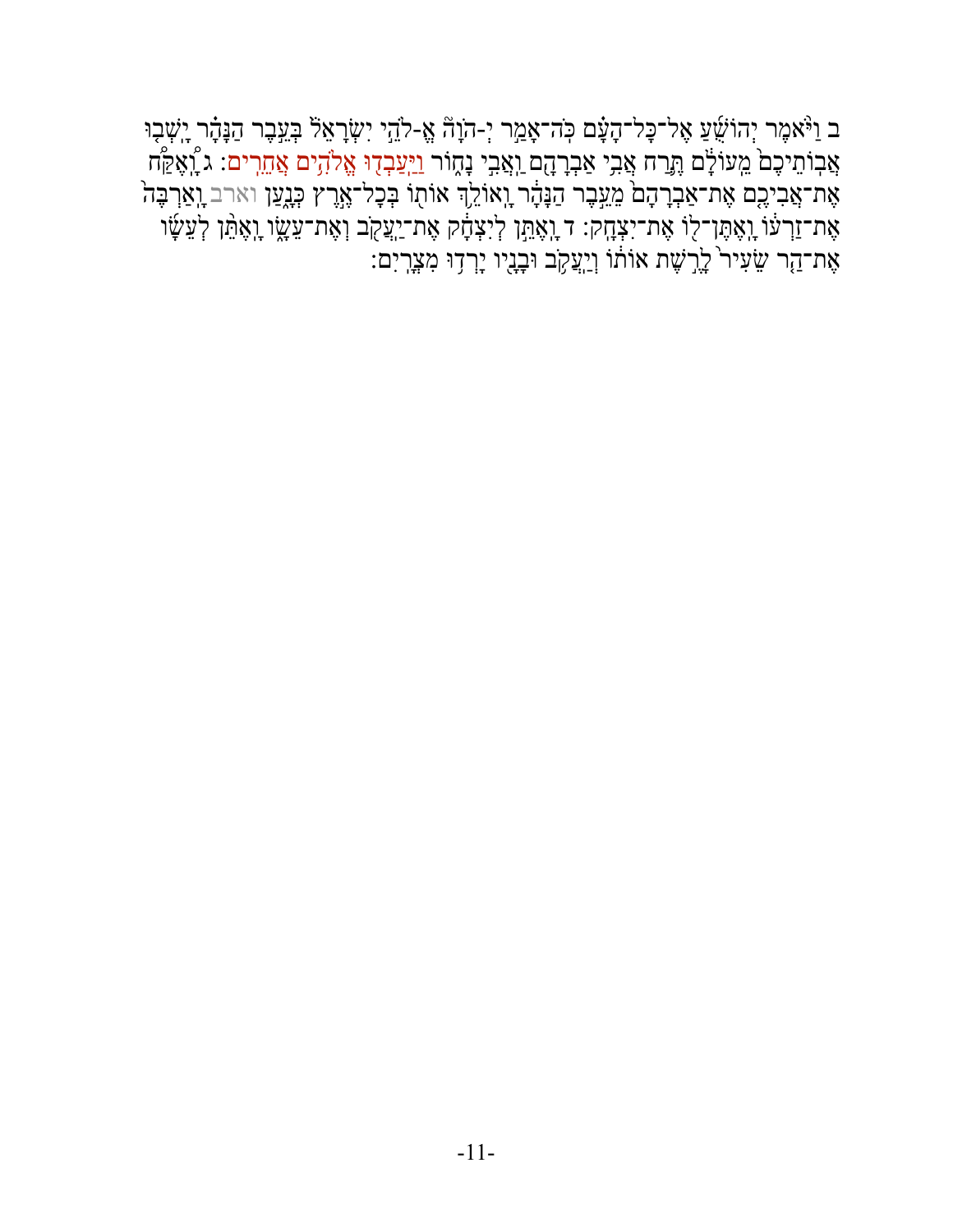ב וַיֹּ֨אמֶר יְהוֹשֻׁ֜עַ אֶל־כָּל־הָעָ֗ם כֹּֽה־אָמַ֤ר יְ-הֹוָה֙ אֱ-לֹהֵ֣י יִשְׂרָאֵ֔ל בְּעֵ֣בֶר הַנָּהָ֗ר יָשְׁב֤וּ אֲבֽוֹתֵיכֶם֙ מֵֽעוֹלָ֔ם תֶּ֛רַח אֲבִ֥י אַבְרָהָ֖ם וַאֲבִ֣י נָח֑וֹר וַיַּֽעַבְד֖וּ אֱלֹהִ֥ים אֲחֵרִֽים: ג וָ֠אֶקַּ֠ח אֶת־אֲבִיכֶ֤ם אֶת־אַבְרָהָם֙ מֵעֵ֣בֶר הַנָּהָ֔ר וָאוֹלֵ֥ךְ אוֹת֖וֹ בְּכָל־אֶ֣רֶץ כְּנָ֑עַן וארב וָֽאַרְבֶּה֙ אֶת־זַרְע֔וֹ וָֽאֶתֶּן־ל֖וֹ אֶת־יִצְחָֽק: ד וָאֶתֵּ֣ן לְיִצְחָ֔ק אֶֽת־יַעֲקֹ֖ב וְאֶת־עֵשָׂ֑ו וָאֶתֵּ֨ן לְעֵשָׂ֜ו אֶת־הַ֤ר שֵׂעִיר֙ לָרֶ֣שֶׁת אוֹת֔וֹ וְיַעֲקֹ֥ב וּבָנָ֖יו יָרְד֥וּ מִצְרָֽיִם: